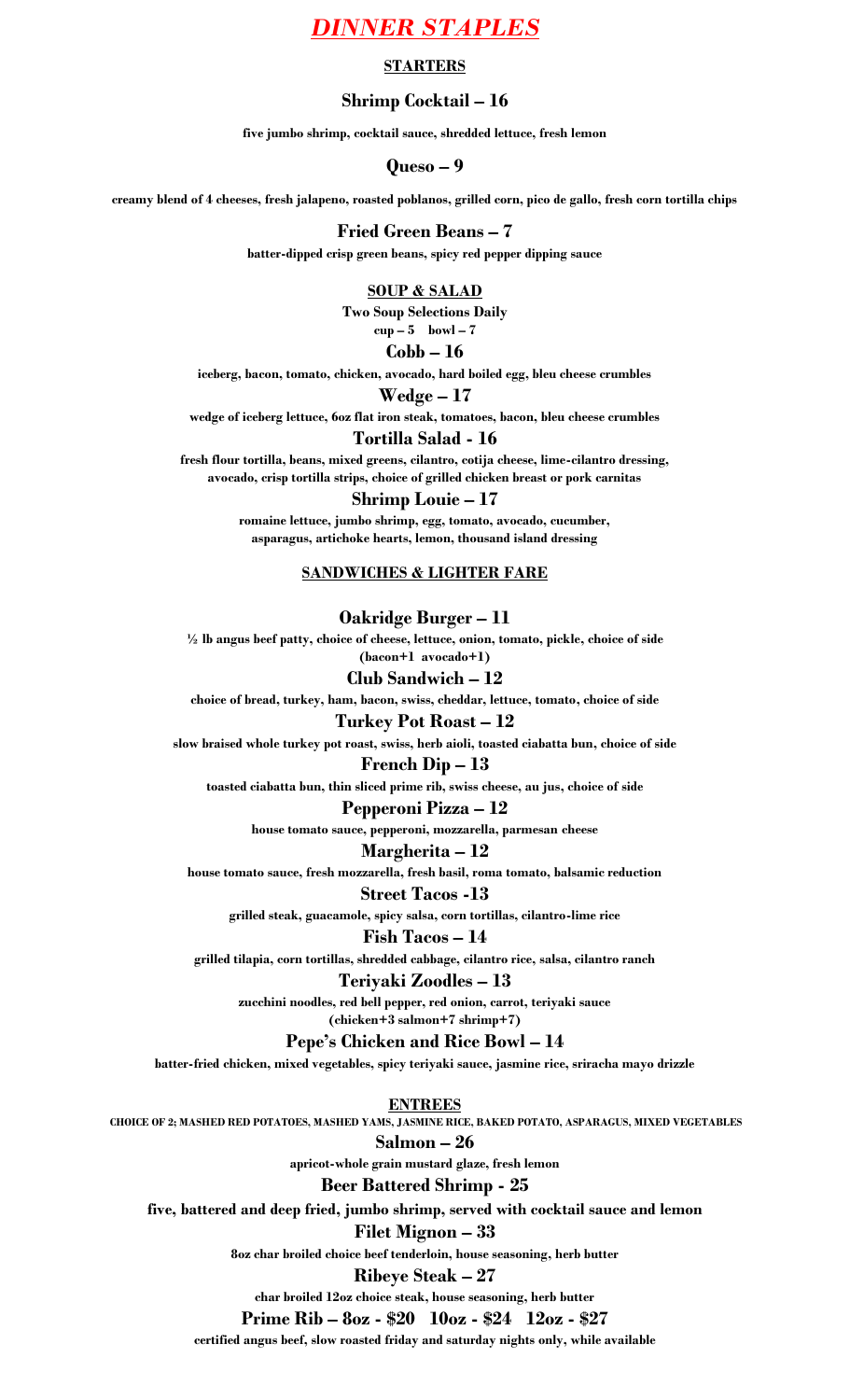# *DINNER STAPLES*

## STARTERS

### Shrimp Cocktail – 16

**five jumbo shrimp, cocktail sauce, shredded lettuce, fresh lemon**

### Queso – 9

**creamy blend of 4 cheeses, fresh jalapeno, roasted poblanos, grilled corn, pico de gallo, fresh corn tortilla chips**

### Fried Green Beans – 7

**batter-dipped crisp green beans, spicy red pepper dipping sauce**

## SOUP & SALAD

**Two Soup Selections Daily**

**cup – 5 bowl – 7**

### Cobb – 16

**iceberg, bacon, tomato, chicken, avocado, hard boiled egg, bleu cheese crumbles**

### Wedge – 17

**wedge of iceberg lettuce, 6oz flat iron steak, tomatoes, bacon, bleu cheese crumbles**

### Tortilla Salad - 16

**fresh flour tortilla, beans, mixed greens, cilantro, cotija cheese, lime-cilantro dressing, avocado, crisp tortilla strips, choice of grilled chicken breast or pork carnitas**

### Shrimp Louie – 17

**romaine lettuce, jumbo shrimp, egg, tomato, avocado, cucumber, asparagus, artichoke hearts, lemon, thousand island dressing**

## SANDWICHES & LIGHTER FARE

### Oakridge Burger – 11

**½ lb angus beef patty, choice of cheese, lettuce, onion, tomato, pickle, choice of side (bacon+1 avocado+1)**

### Club Sandwich – 12

**choice of bread, turkey, ham, bacon, swiss, cheddar, lettuce, tomato, choice of side**

### Turkey Pot Roast – 12

**slow braised whole turkey pot roast, swiss, herb aioli, toasted ciabatta bun, choice of side**

### French Dip – 13

**toasted ciabatta bun, thin sliced prime rib, swiss cheese, au jus, choice of side**

### Pepperoni Pizza – 12

**house tomato sauce, pepperoni, mozzarella, parmesan cheese**

### Margherita – 12

**house tomato sauce, fresh mozzarella, fresh basil, roma tomato, balsamic reduction**

### Street Tacos -13

**grilled steak, guacamole, spicy salsa, corn tortillas, cilantro-lime rice**

### Fish Tacos – 14

**grilled tilapia, corn tortillas, shredded cabbage, cilantro rice, salsa, cilantro ranch**

### Teriyaki Zoodles – 13

**zucchini noodles, red bell pepper, red onion, carrot, teriyaki sauce (chicken+3 salmon+7 shrimp+7)**

### Pepe's Chicken and Rice Bowl – 14

**batter-fried chicken, mixed vegetables, spicy teriyaki sauce, jasmine rice, sriracha mayo drizzle**

## ENTREES

**CHOICE OF 2; MASHED RED POTATOES, MASHED YAMS, JASMINE RICE, BAKED POTATO, ASPARAGUS, MIXED VEGETABLES**

### Salmon – 26

**apricot-whole grain mustard glaze, fresh lemon**

### Beer Battered Shrimp - 25

**five, battered and deep fried, jumbo shrimp, served with cocktail sauce and lemon**

### Filet Mignon – 33

**8oz char broiled choice beef tenderloin, house seasoning, herb butter**

### Ribeye Steak – 27

**char broiled 12oz choice steak, house seasoning, herb butter**

### Prime Rib – 8oz - $20 10oz - $24 12oz - $27

**certified angus beef, slow roasted friday and saturday nights only, while available**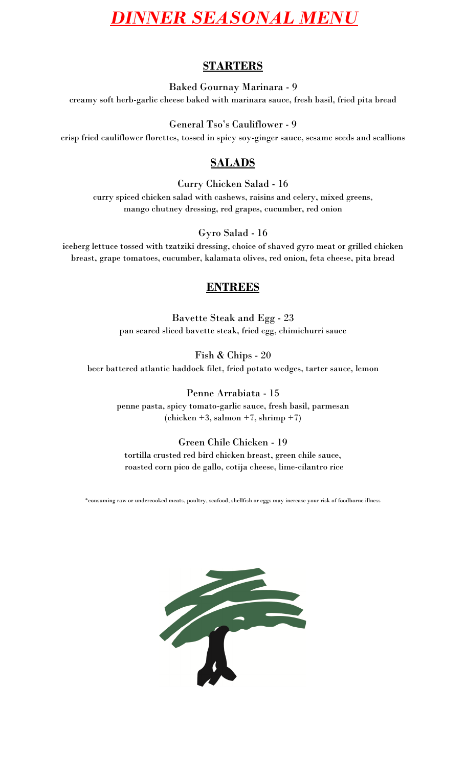# *DINNER SEASONAL MENU*

## STARTERS

Baked Gournay Marinara - 9

creamy soft herb-garlic cheese baked with marinara sauce, fresh basil, fried pita bread

General Tso's Cauliflower - 9

crisp fried cauliflower florettes, tossed in spicy soy-ginger sauce, sesame seeds and scallions

## SALADS

Curry Chicken Salad - 16

curry spiced chicken salad with cashews, raisins and celery, mixed greens, mango chutney dressing, red grapes, cucumber, red onion

Gyro Salad - 16

iceberg lettuce tossed with tzatziki dressing, choice of shaved gyro meat or grilled chicken breast, grape tomatoes, cucumber, kalamata olives, red onion, feta cheese, pita bread

## ENTREES

Bavette Steak and Egg - 23

pan seared sliced bavette steak, fried egg, chimichurri sauce

Fish & Chips - 20

beer battered atlantic haddock filet, fried potato wedges, tarter sauce, lemon

Penne Arrabiata - 15

penne pasta, spicy tomato-garlic sauce, fresh basil, parmesan
(chicken +3, salmon +7, shrimp +7)

Green Chile Chicken - 19

tortilla crusted red bird chicken breast, green chile sauce, roasted corn pico de gallo, cotija cheese, lime-cilantro rice

*consuming raw or undercooked meats, poultry, seafood, shellfish or eggs may increase your risk of foodborne illness